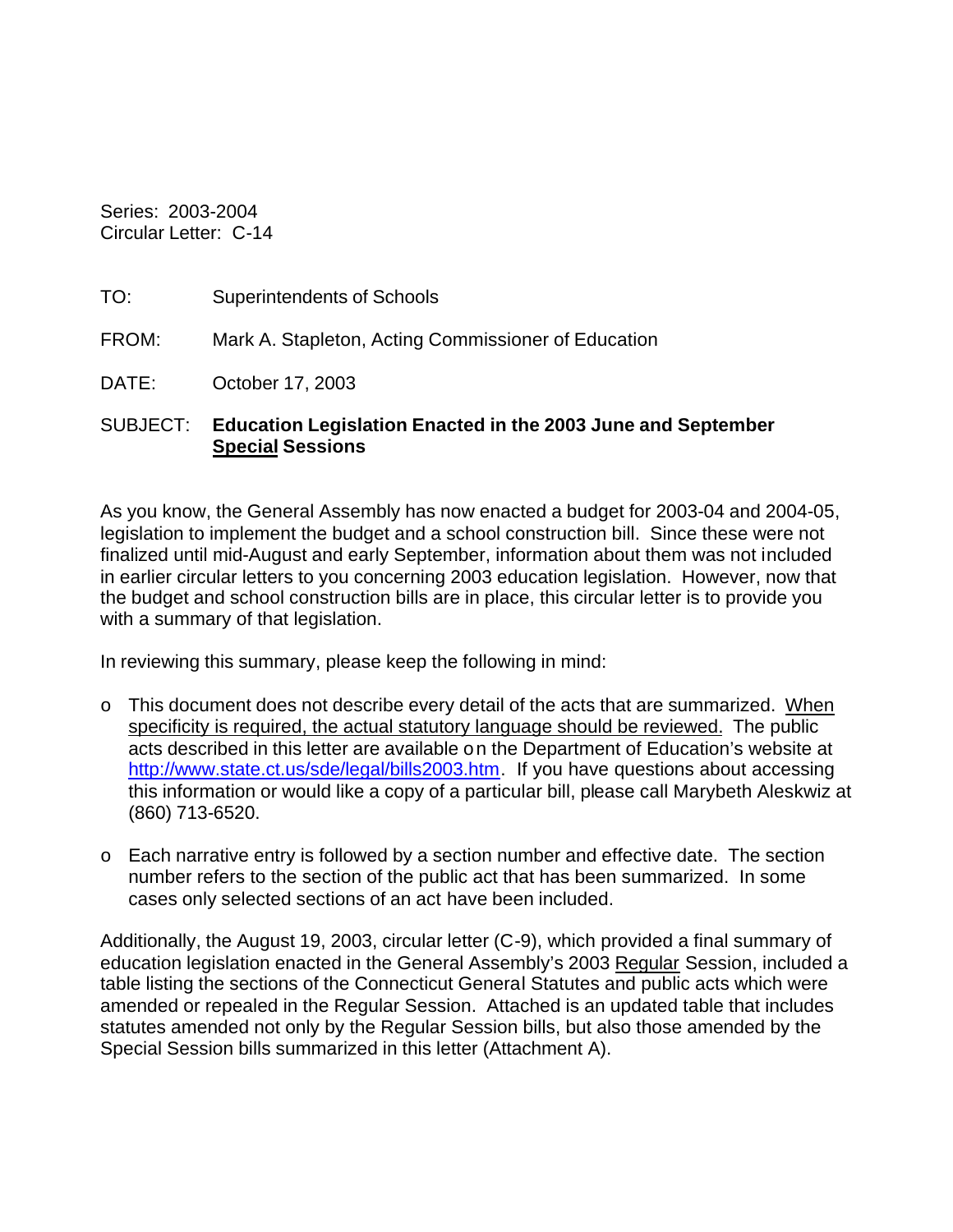Series: 2003-2004
Circular Letter: C-14

TO: Superintendents of Schools

FROM: Mark A. Stapleton, Acting Commissioner of Education

DATE: October 17, 2003

SUBJECT: **Education Legislation Enacted in the 2003 June and September <u>Special</u> Sessions**

As you know, the General Assembly has now enacted a budget for 2003-04 and 2004-05, legislation to implement the budget and a school construction bill. Since these were not finalized until mid-August and early September, information about them was not included in earlier circular letters to you concerning 2003 education legislation. However, now that the budget and school construction bills are in place, this circular letter is to provide you with a summary of that legislation.

In reviewing this summary, please keep the following in mind:

- This document does not describe every detail of the acts that are summarized. <u>When specificity is required, the actual statutory language should be reviewed.</u> The public acts described in this letter are available on the Department of Education's website at [http://www.state.ct.us/sde/legal/bills2003.htm](http://www.state.ct.us/sde/legal/bills2003.htm). If you have questions about accessing this information or would like a copy of a particular bill, please call Marybeth Aleskwiz at (860) 713-6520.

- Each narrative entry is followed by a section number and effective date. The section number refers to the section of the public act that has been summarized. In some cases only selected sections of an act have been included.

Additionally, the August 19, 2003, circular letter (C-9), which provided a final summary of education legislation enacted in the General Assembly's 2003 <u>Regular</u> Session, included a table listing the sections of the Connecticut General Statutes and public acts which were amended or repealed in the Regular Session. Attached is an updated table that includes statutes amended not only by the Regular Session bills, but also those amended by the Special Session bills summarized in this letter (Attachment A).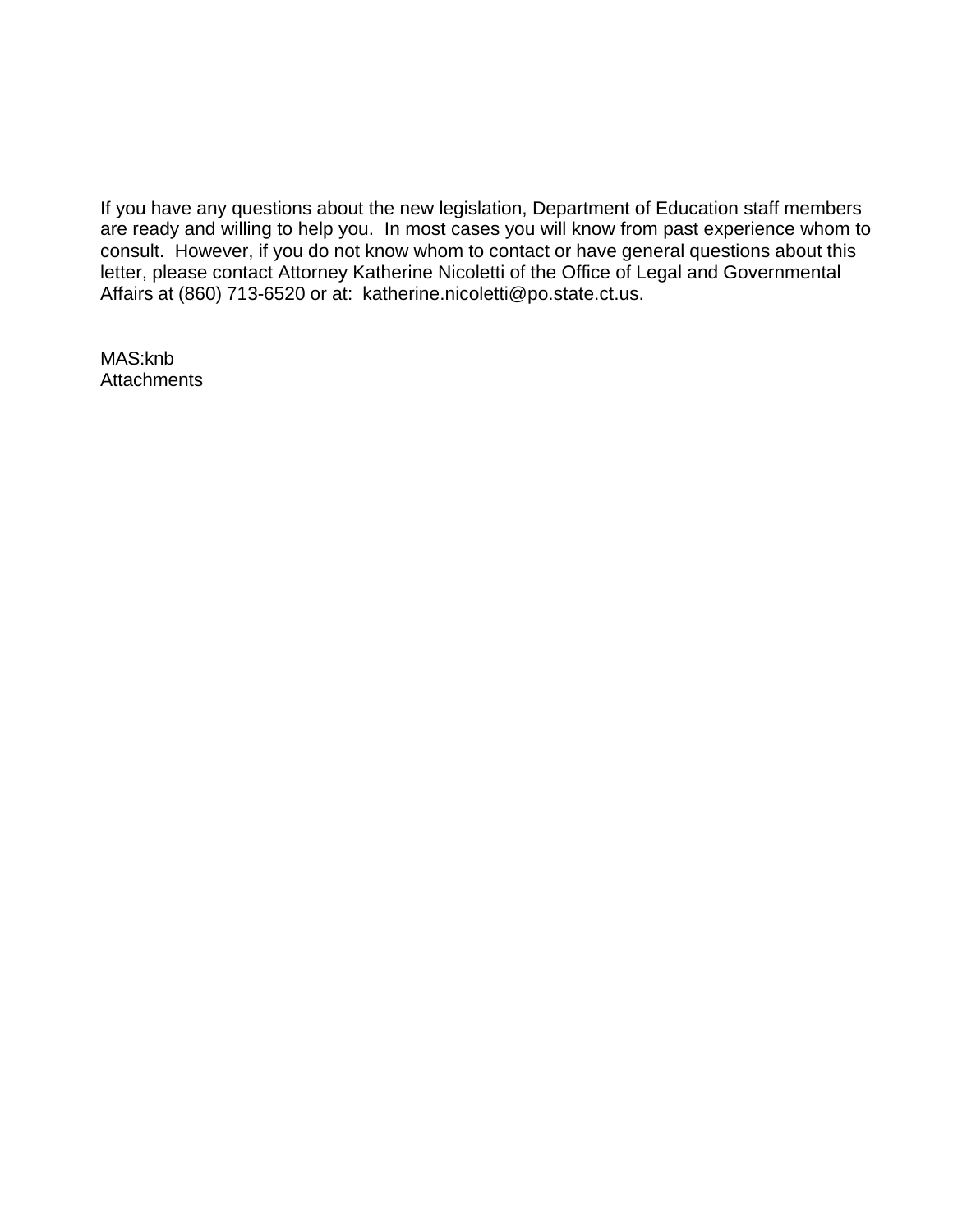If you have any questions about the new legislation, Department of Education staff members are ready and willing to help you. In most cases you will know from past experience whom to consult. However, if you do not know whom to contact or have general questions about this letter, please contact Attorney Katherine Nicoletti of the Office of Legal and Governmental Affairs at (860) 713-6520 or at: katherine.nicoletti@po.state.ct.us.

MAS:knb
Attachments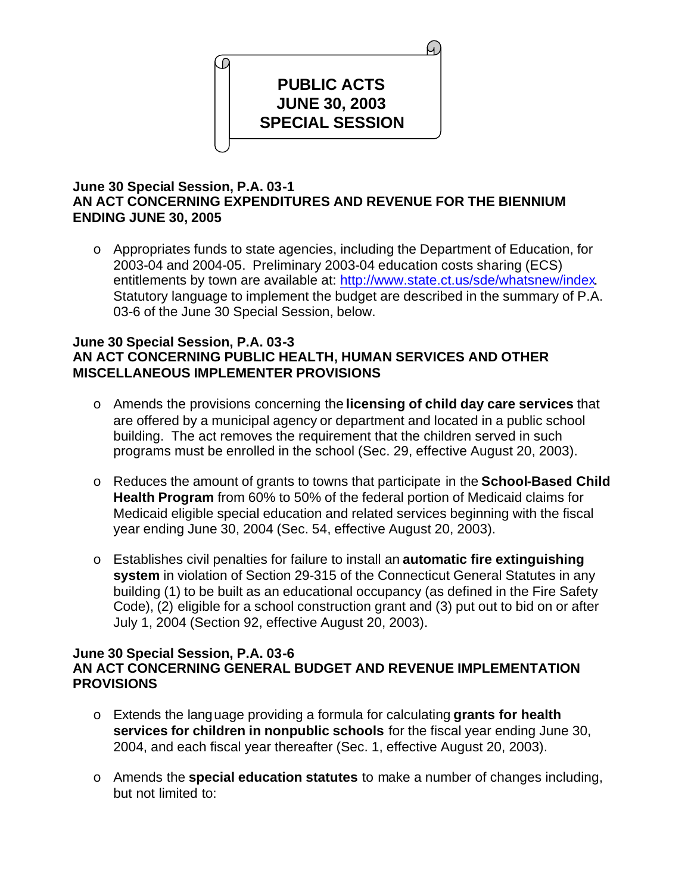# PUBLIC ACTS JUNE 30, 2003 SPECIAL SESSION

**June 30 Special Session, P.A. 03-1**
**AN ACT CONCERNING EXPENDITURES AND REVENUE FOR THE BIENNIUM ENDING JUNE 30, 2005**

- Appropriates funds to state agencies, including the Department of Education, for 2003-04 and 2004-05. Preliminary 2003-04 education costs sharing (ECS) entitlements by town are available at: [http://www.state.ct.us/sde/whatsnew/index](http://www.state.ct.us/sde/whatsnew/index). Statutory language to implement the budget are described in the summary of P.A. 03-6 of the June 30 Special Session, below.

**June 30 Special Session, P.A. 03-3**
**AN ACT CONCERNING PUBLIC HEALTH, HUMAN SERVICES AND OTHER MISCELLANEOUS IMPLEMENTER PROVISIONS**

- Amends the provisions concerning the **licensing of child day care services** that are offered by a municipal agency or department and located in a public school building. The act removes the requirement that the children served in such programs must be enrolled in the school (Sec. 29, effective August 20, 2003).
- Reduces the amount of grants to towns that participate in the **School-Based Child Health Program** from 60% to 50% of the federal portion of Medicaid claims for Medicaid eligible special education and related services beginning with the fiscal year ending June 30, 2004 (Sec. 54, effective August 20, 2003).
- Establishes civil penalties for failure to install an **automatic fire extinguishing system** in violation of Section 29-315 of the Connecticut General Statutes in any building (1) to be built as an educational occupancy (as defined in the Fire Safety Code), (2) eligible for a school construction grant and (3) put out to bid on or after July 1, 2004 (Section 92, effective August 20, 2003).

**June 30 Special Session, P.A. 03-6**
**AN ACT CONCERNING GENERAL BUDGET AND REVENUE IMPLEMENTATION PROVISIONS**

- Extends the language providing a formula for calculating **grants for health services for children in nonpublic schools** for the fiscal year ending June 30, 2004, and each fiscal year thereafter (Sec. 1, effective August 20, 2003).
- Amends the **special education statutes** to make a number of changes including, but not limited to: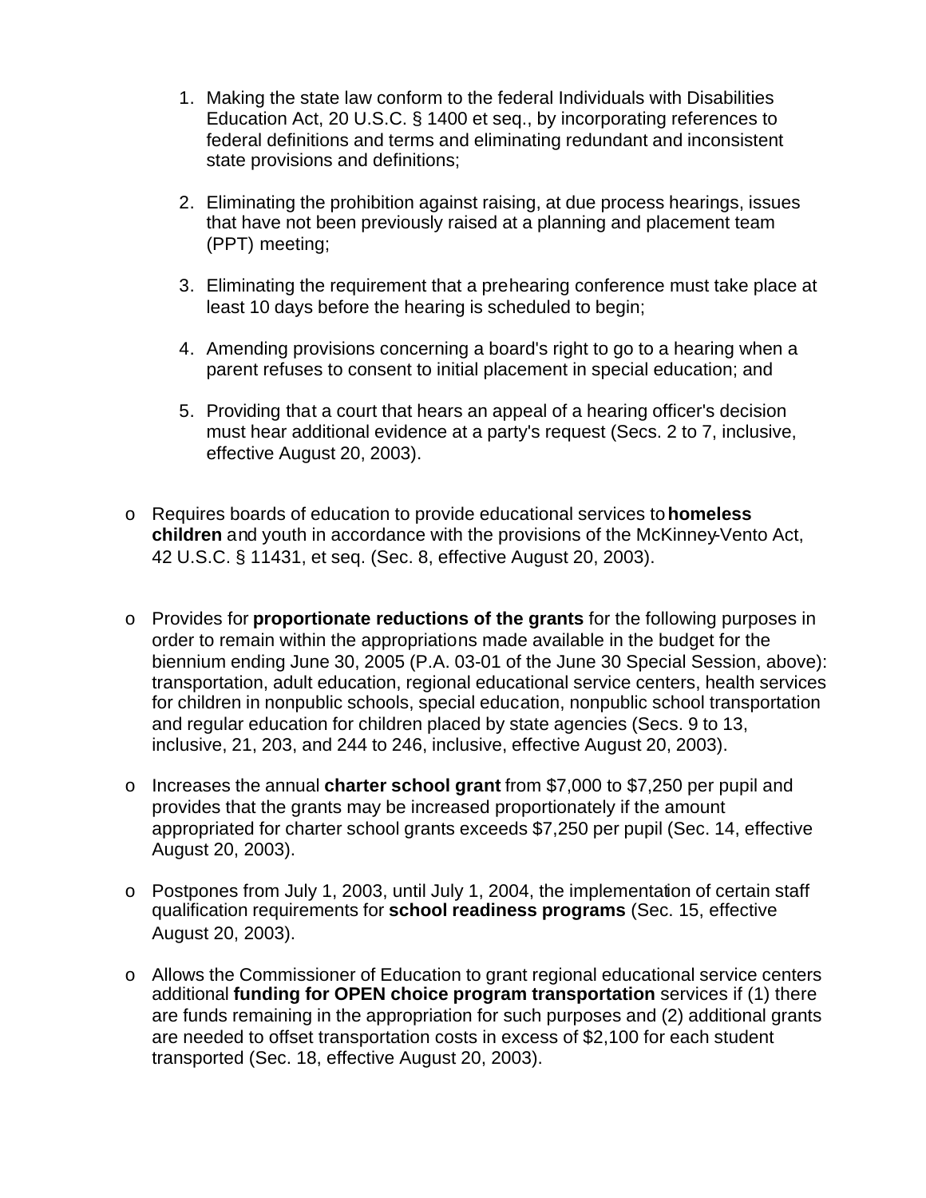1. Making the state law conform to the federal Individuals with Disabilities Education Act, 20 U.S.C. § 1400 et seq., by incorporating references to federal definitions and terms and eliminating redundant and inconsistent state provisions and definitions;

2. Eliminating the prohibition against raising, at due process hearings, issues that have not been previously raised at a planning and placement team (PPT) meeting;

3. Eliminating the requirement that a prehearing conference must take place at least 10 days before the hearing is scheduled to begin;

4. Amending provisions concerning a board's right to go to a hearing when a parent refuses to consent to initial placement in special education; and

5. Providing that a court that hears an appeal of a hearing officer's decision must hear additional evidence at a party's request (Secs. 2 to 7, inclusive, effective August 20, 2003).

- Requires boards of education to provide educational services to **homeless children** and youth in accordance with the provisions of the McKinney-Vento Act, 42 U.S.C. § 11431, et seq. (Sec. 8, effective August 20, 2003).

- Provides for **proportionate reductions of the grants** for the following purposes in order to remain within the appropriations made available in the budget for the biennium ending June 30, 2005 (P.A. 03-01 of the June 30 Special Session, above): transportation, adult education, regional educational service centers, health services for children in nonpublic schools, special education, nonpublic school transportation and regular education for children placed by state agencies (Secs. 9 to 13, inclusive, 21, 203, and 244 to 246, inclusive, effective August 20, 2003).

- Increases the annual **charter school grant** from $7,000 to $7,250 per pupil and provides that the grants may be increased proportionately if the amount appropriated for charter school grants exceeds $7,250 per pupil (Sec. 14, effective August 20, 2003).

- Postpones from July 1, 2003, until July 1, 2004, the implementation of certain staff qualification requirements for **school readiness programs** (Sec. 15, effective August 20, 2003).

- Allows the Commissioner of Education to grant regional educational service centers additional **funding for OPEN choice program transportation** services if (1) there are funds remaining in the appropriation for such purposes and (2) additional grants are needed to offset transportation costs in excess of $2,100 for each student transported (Sec. 18, effective August 20, 2003).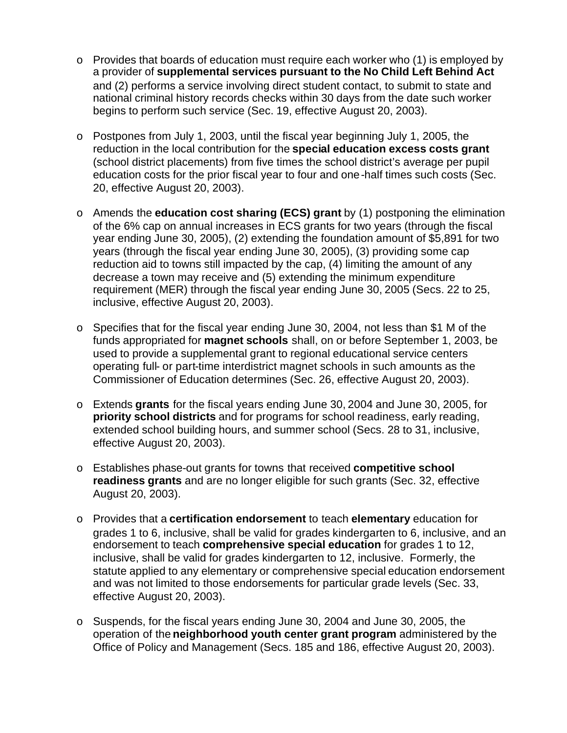- Provides that boards of education must require each worker who (1) is employed by a provider of **supplemental services pursuant to the No Child Left Behind Act** and (2) performs a service involving direct student contact, to submit to state and national criminal history records checks within 30 days from the date such worker begins to perform such service (Sec. 19, effective August 20, 2003).

- Postpones from July 1, 2003, until the fiscal year beginning July 1, 2005, the reduction in the local contribution for the **special education excess costs grant** (school district placements) from five times the school district's average per pupil education costs for the prior fiscal year to four and one-half times such costs (Sec. 20, effective August 20, 2003).

- Amends the **education cost sharing (ECS) grant** by (1) postponing the elimination of the 6% cap on annual increases in ECS grants for two years (through the fiscal year ending June 30, 2005), (2) extending the foundation amount of $5,891 for two years (through the fiscal year ending June 30, 2005), (3) providing some cap reduction aid to towns still impacted by the cap, (4) limiting the amount of any decrease a town may receive and (5) extending the minimum expenditure requirement (MER) through the fiscal year ending June 30, 2005 (Secs. 22 to 25, inclusive, effective August 20, 2003).

- Specifies that for the fiscal year ending June 30, 2004, not less than $1 M of the funds appropriated for **magnet schools** shall, on or before September 1, 2003, be used to provide a supplemental grant to regional educational service centers operating full- or part-time interdistrict magnet schools in such amounts as the Commissioner of Education determines (Sec. 26, effective August 20, 2003).

- Extends **grants** for the fiscal years ending June 30, 2004 and June 30, 2005, for **priority school districts** and for programs for school readiness, early reading, extended school building hours, and summer school (Secs. 28 to 31, inclusive, effective August 20, 2003).

- Establishes phase-out grants for towns that received **competitive school readiness grants** and are no longer eligible for such grants (Sec. 32, effective August 20, 2003).

- Provides that a **certification endorsement** to teach **elementary** education for grades 1 to 6, inclusive, shall be valid for grades kindergarten to 6, inclusive, and an endorsement to teach **comprehensive special education** for grades 1 to 12, inclusive, shall be valid for grades kindergarten to 12, inclusive. Formerly, the statute applied to any elementary or comprehensive special education endorsement and was not limited to those endorsements for particular grade levels (Sec. 33, effective August 20, 2003).

- Suspends, for the fiscal years ending June 30, 2004 and June 30, 2005, the operation of the **neighborhood youth center grant program** administered by the Office of Policy and Management (Secs. 185 and 186, effective August 20, 2003).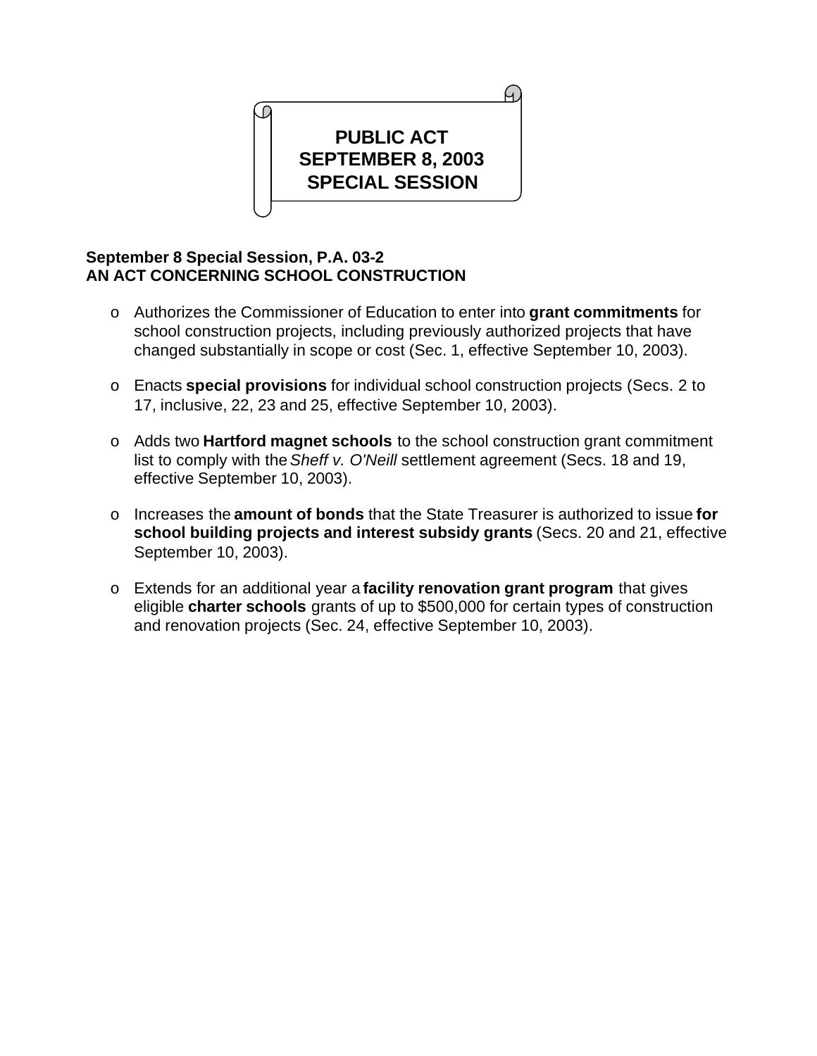# PUBLIC ACT SEPTEMBER 8, 2003 SPECIAL SESSION

**September 8 Special Session, P.A. 03-2**
**AN ACT CONCERNING SCHOOL CONSTRUCTION**

- Authorizes the Commissioner of Education to enter into **grant commitments** for school construction projects, including previously authorized projects that have changed substantially in scope or cost (Sec. 1, effective September 10, 2003).

- Enacts **special provisions** for individual school construction projects (Secs. 2 to 17, inclusive, 22, 23 and 25, effective September 10, 2003).

- Adds two **Hartford magnet schools** to the school construction grant commitment list to comply with the *Sheff v. O'Neill* settlement agreement (Secs. 18 and 19, effective September 10, 2003).

- Increases the **amount of bonds** that the State Treasurer is authorized to issue **for school building projects and interest subsidy grants** (Secs. 20 and 21, effective September 10, 2003).

- Extends for an additional year a **facility renovation grant program** that gives eligible **charter schools** grants of up to $500,000 for certain types of construction and renovation projects (Sec. 24, effective September 10, 2003).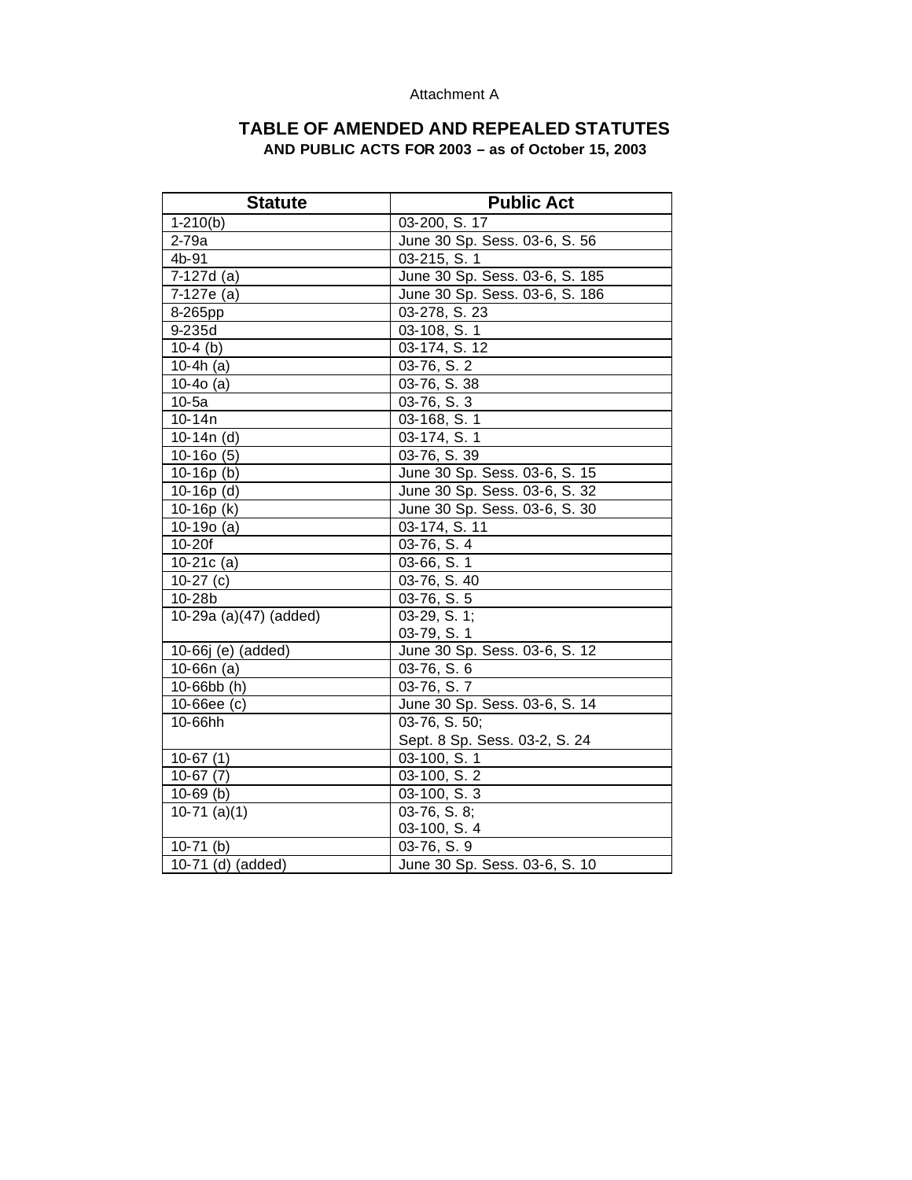Attachment A

# TABLE OF AMENDED AND REPEALED STATUTES

**AND PUBLIC ACTS FOR 2003 – as of October 15, 2003**

| Statute | Public Act |
|---|---|
| 1-210(b) | 03-200, S. 17 |
| 2-79a | June 30 Sp. Sess. 03-6, S. 56 |
| 4b-91 | 03-215, S. 1 |
| 7-127d (a) | June 30 Sp. Sess. 03-6, S. 185 |
| 7-127e (a) | June 30 Sp. Sess. 03-6, S. 186 |
| 8-265pp | 03-278, S. 23 |
| 9-235d | 03-108, S. 1 |
| 10-4 (b) | 03-174, S. 12 |
| 10-4h (a) | 03-76, S. 2 |
| 10-4o (a) | 03-76, S. 38 |
| 10-5a | 03-76, S. 3 |
| 10-14n | 03-168, S. 1 |
| 10-14n (d) | 03-174, S. 1 |
| 10-16o (5) | 03-76, S. 39 |
| 10-16p (b) | June 30 Sp. Sess. 03-6, S. 15 |
| 10-16p (d) | June 30 Sp. Sess. 03-6, S. 32 |
| 10-16p (k) | June 30 Sp. Sess. 03-6, S. 30 |
| 10-19o (a) | 03-174, S. 11 |
| 10-20f | 03-76, S. 4 |
| 10-21c (a) | 03-66, S. 1 |
| 10-27 (c) | 03-76, S. 40 |
| 10-28b | 03-76, S. 5 |
| 10-29a (a)(47) (added) | 03-29, S. 1;<br>03-79, S. 1 |
| 10-66j (e) (added) | June 30 Sp. Sess. 03-6, S. 12 |
| 10-66n (a) | 03-76, S. 6 |
| 10-66bb (h) | 03-76, S. 7 |
| 10-66ee (c) | June 30 Sp. Sess. 03-6, S. 14 |
| 10-66hh | 03-76, S. 50;<br>Sept. 8 Sp. Sess. 03-2, S. 24 |
| 10-67 (1) | 03-100, S. 1 |
| 10-67 (7) | 03-100, S. 2 |
| 10-69 (b) | 03-100, S. 3 |
| 10-71 (a)(1) | 03-76, S. 8;<br>03-100, S. 4 |
| 10-71 (b) | 03-76, S. 9 |
| 10-71 (d) (added) | June 30 Sp. Sess. 03-6, S. 10 |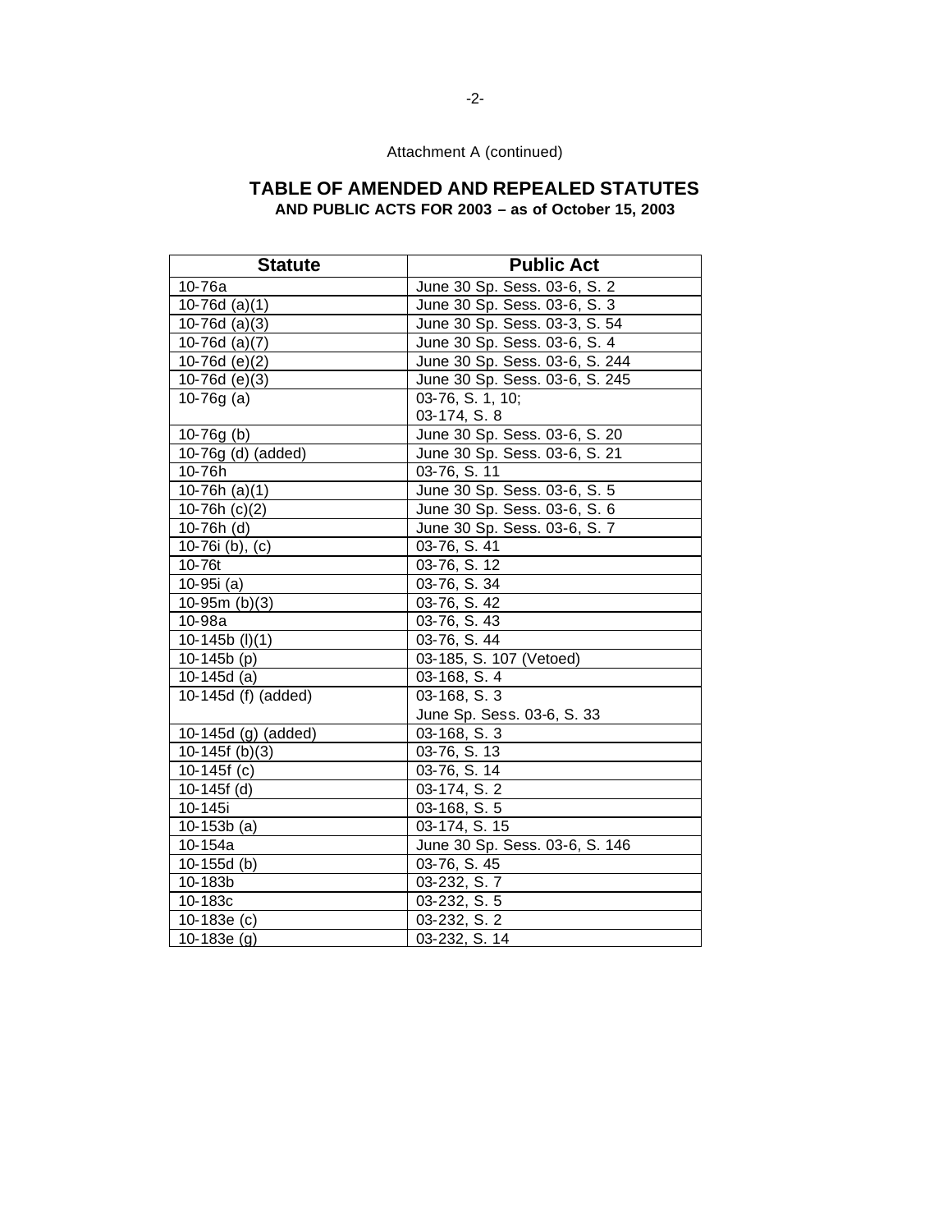Attachment A (continued)

## TABLE OF AMENDED AND REPEALED STATUTES
### AND PUBLIC ACTS FOR 2003 – as of October 15, 2003

| Statute | Public Act |
|---|---|
| 10-76a | June 30 Sp. Sess. 03-6, S. 2 |
| 10-76d (a)(1) | June 30 Sp. Sess. 03-6, S. 3 |
| 10-76d (a)(3) | June 30 Sp. Sess. 03-3, S. 54 |
| 10-76d (a)(7) | June 30 Sp. Sess. 03-6, S. 4 |
| 10-76d (e)(2) | June 30 Sp. Sess. 03-6, S. 244 |
| 10-76d (e)(3) | June 30 Sp. Sess. 03-6, S. 245 |
| 10-76g (a) | 03-76, S. 1, 10;<br>03-174, S. 8 |
| 10-76g (b) | June 30 Sp. Sess. 03-6, S. 20 |
| 10-76g (d) (added) | June 30 Sp. Sess. 03-6, S. 21 |
| 10-76h | 03-76, S. 11 |
| 10-76h (a)(1) | June 30 Sp. Sess. 03-6, S. 5 |
| 10-76h (c)(2) | June 30 Sp. Sess. 03-6, S. 6 |
| 10-76h (d) | June 30 Sp. Sess. 03-6, S. 7 |
| 10-76i (b), (c) | 03-76, S. 41 |
| 10-76t | 03-76, S. 12 |
| 10-95i (a) | 03-76, S. 34 |
| 10-95m (b)(3) | 03-76, S. 42 |
| 10-98a | 03-76, S. 43 |
| 10-145b (l)(1) | 03-76, S. 44 |
| 10-145b (p) | 03-185, S. 107 (Vetoed) |
| 10-145d (a) | 03-168, S. 4 |
| 10-145d (f) (added) | 03-168, S. 3<br>June Sp. Sess. 03-6, S. 33 |
| 10-145d (g) (added) | 03-168, S. 3 |
| 10-145f (b)(3) | 03-76, S. 13 |
| 10-145f (c) | 03-76, S. 14 |
| 10-145f (d) | 03-174, S. 2 |
| 10-145i | 03-168, S. 5 |
| 10-153b (a) | 03-174, S. 15 |
| 10-154a | June 30 Sp. Sess. 03-6, S. 146 |
| 10-155d (b) | 03-76, S. 45 |
| 10-183b | 03-232, S. 7 |
| 10-183c | 03-232, S. 5 |
| 10-183e (c) | 03-232, S. 2 |
| 10-183e (g) | 03-232, S. 14 |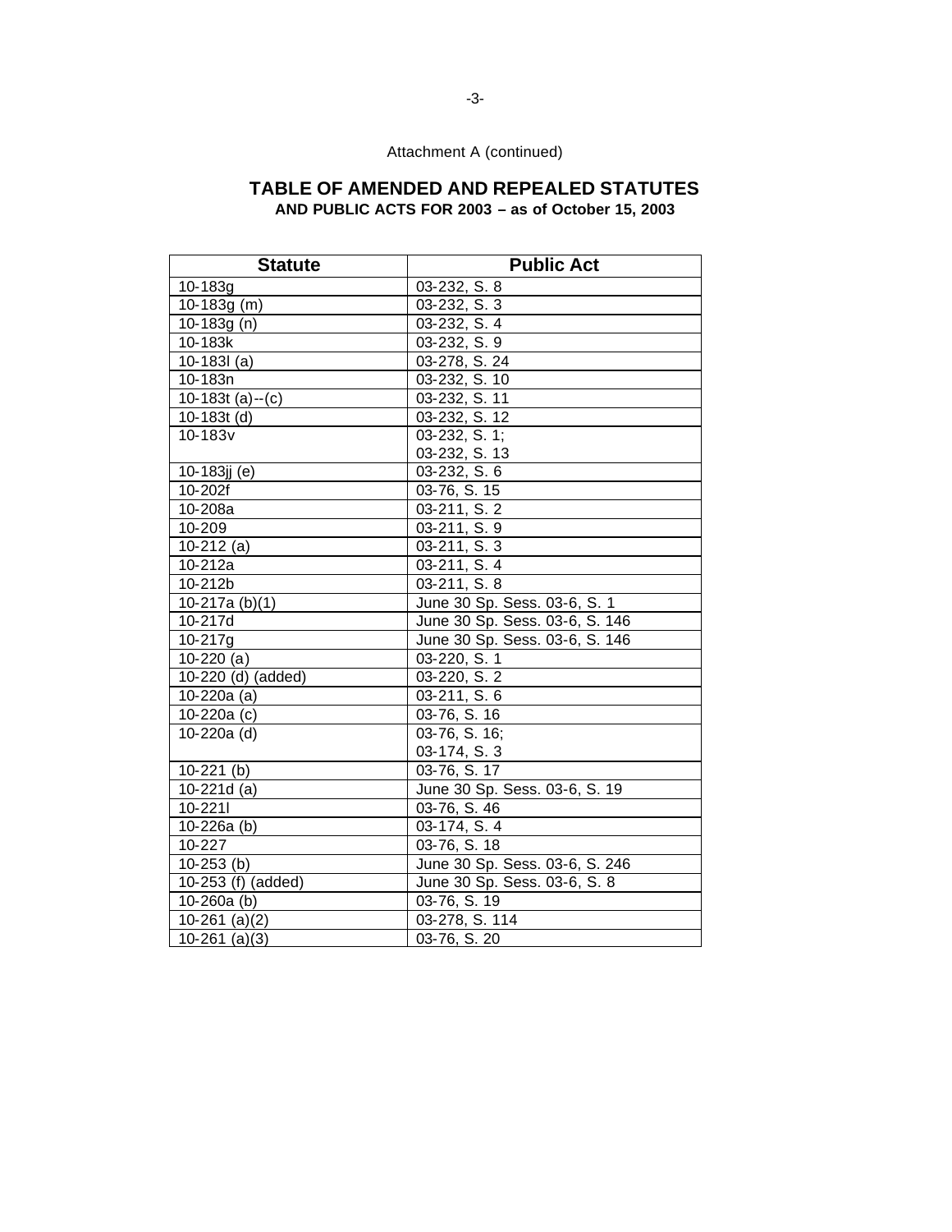Attachment A (continued)

## TABLE OF AMENDED AND REPEALED STATUTES
**AND PUBLIC ACTS FOR 2003 – as of October 15, 2003**

| Statute | Public Act |
|---|---|
| 10-183g | 03-232, S. 8 |
| 10-183g (m) | 03-232, S. 3 |
| 10-183g (n) | 03-232, S. 4 |
| 10-183k | 03-232, S. 9 |
| 10-183l (a) | 03-278, S. 24 |
| 10-183n | 03-232, S. 10 |
| 10-183t (a)--(c) | 03-232, S. 11 |
| 10-183t (d) | 03-232, S. 12 |
| 10-183v | 03-232, S. 1;<br>03-232, S. 13 |
| 10-183jj (e) | 03-232, S. 6 |
| 10-202f | 03-76, S. 15 |
| 10-208a | 03-211, S. 2 |
| 10-209 | 03-211, S. 9 |
| 10-212 (a) | 03-211, S. 3 |
| 10-212a | 03-211, S. 4 |
| 10-212b | 03-211, S. 8 |
| 10-217a (b)(1) | June 30 Sp. Sess. 03-6, S. 1 |
| 10-217d | June 30 Sp. Sess. 03-6, S. 146 |
| 10-217g | June 30 Sp. Sess. 03-6, S. 146 |
| 10-220 (a) | 03-220, S. 1 |
| 10-220 (d) (added) | 03-220, S. 2 |
| 10-220a (a) | 03-211, S. 6 |
| 10-220a (c) | 03-76, S. 16 |
| 10-220a (d) | 03-76, S. 16;<br>03-174, S. 3 |
| 10-221 (b) | 03-76, S. 17 |
| 10-221d (a) | June 30 Sp. Sess. 03-6, S. 19 |
| 10-221l | 03-76, S. 46 |
| 10-226a (b) | 03-174, S. 4 |
| 10-227 | 03-76, S. 18 |
| 10-253 (b) | June 30 Sp. Sess. 03-6, S. 246 |
| 10-253 (f) (added) | June 30 Sp. Sess. 03-6, S. 8 |
| 10-260a (b) | 03-76, S. 19 |
| 10-261 (a)(2) | 03-278, S. 114 |
| 10-261 (a)(3) | 03-76, S. 20 |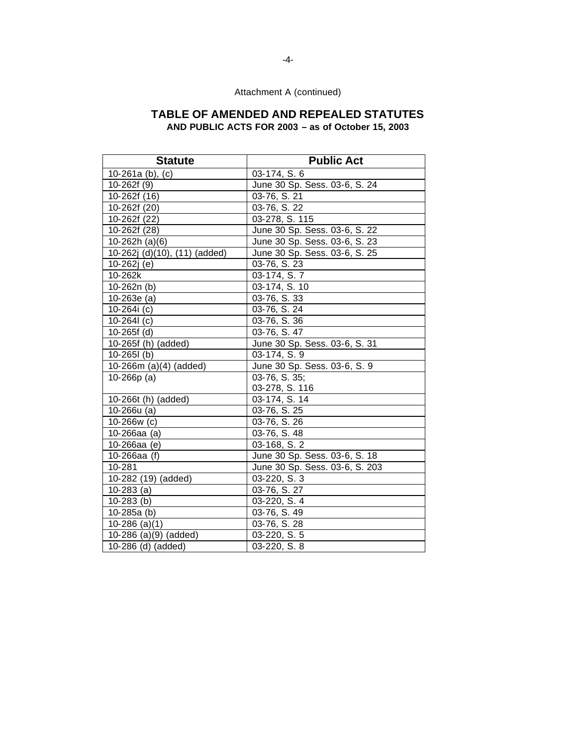Attachment A (continued)

## TABLE OF AMENDED AND REPEALED STATUTES

### AND PUBLIC ACTS FOR 2003 – as of October 15, 2003

| Statute | Public Act |
|---|---|
| 10-261a (b), (c) | 03-174, S. 6 |
| 10-262f (9) | June 30 Sp. Sess. 03-6, S. 24 |
| 10-262f (16) | 03-76, S. 21 |
| 10-262f (20) | 03-76, S. 22 |
| 10-262f (22) | 03-278, S. 115 |
| 10-262f (28) | June 30 Sp. Sess. 03-6, S. 22 |
| 10-262h (a)(6) | June 30 Sp. Sess. 03-6, S. 23 |
| 10-262j (d)(10), (11) (added) | June 30 Sp. Sess. 03-6, S. 25 |
| 10-262j (e) | 03-76, S. 23 |
| 10-262k | 03-174, S. 7 |
| 10-262n (b) | 03-174, S. 10 |
| 10-263e (a) | 03-76, S. 33 |
| 10-264i (c) | 03-76, S. 24 |
| 10-264l (c) | 03-76, S. 36 |
| 10-265f (d) | 03-76, S. 47 |
| 10-265f (h) (added) | June 30 Sp. Sess. 03-6, S. 31 |
| 10-265l (b) | 03-174, S. 9 |
| 10-266m (a)(4) (added) | June 30 Sp. Sess. 03-6, S. 9 |
| 10-266p (a) | 03-76, S. 35; 03-278, S. 116 |
| 10-266t (h) (added) | 03-174, S. 14 |
| 10-266u (a) | 03-76, S. 25 |
| 10-266w (c) | 03-76, S. 26 |
| 10-266aa (a) | 03-76, S. 48 |
| 10-266aa (e) | 03-168, S. 2 |
| 10-266aa (f) | June 30 Sp. Sess. 03-6, S. 18 |
| 10-281 | June 30 Sp. Sess. 03-6, S. 203 |
| 10-282 (19) (added) | 03-220, S. 3 |
| 10-283 (a) | 03-76, S. 27 |
| 10-283 (b) | 03-220, S. 4 |
| 10-285a (b) | 03-76, S. 49 |
| 10-286 (a)(1) | 03-76, S. 28 |
| 10-286 (a)(9) (added) | 03-220, S. 5 |
| 10-286 (d) (added) | 03-220, S. 8 |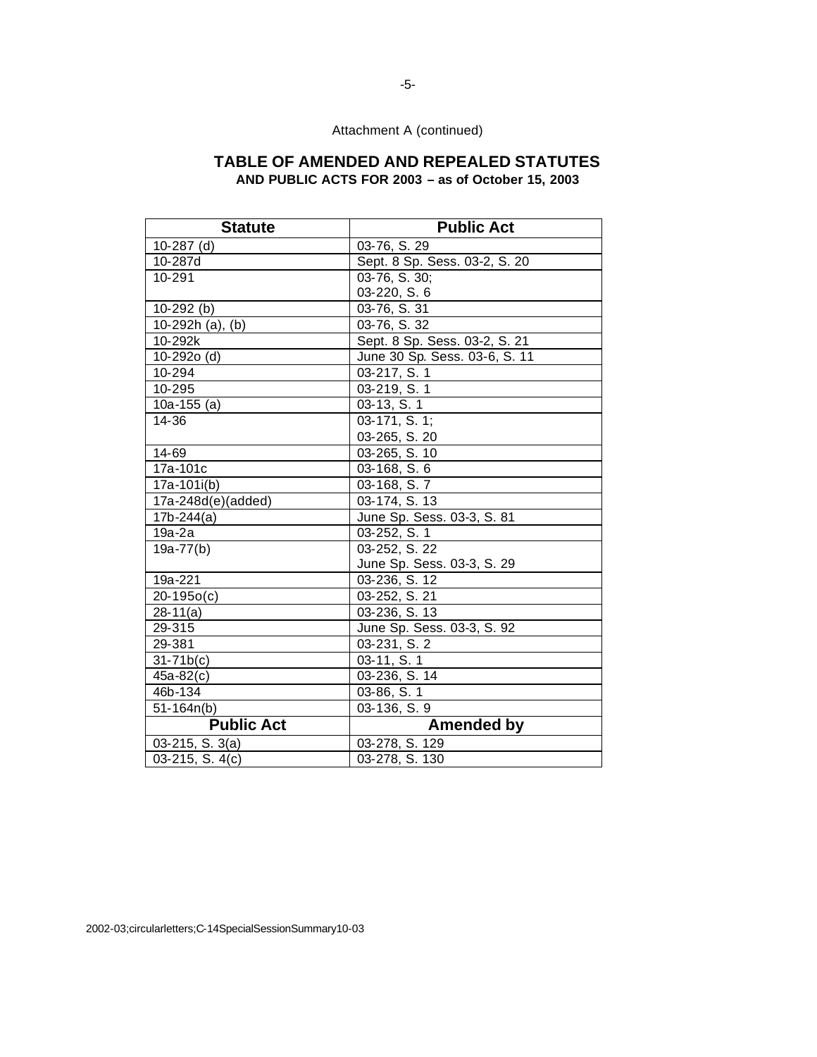Attachment A (continued)

## TABLE OF AMENDED AND REPEALED STATUTES
### AND PUBLIC ACTS FOR 2003 – as of October 15, 2003

| Statute | Public Act |
|---|---|
| 10-287 (d) | 03-76, S. 29 |
| 10-287d | Sept. 8 Sp. Sess. 03-2, S. 20 |
| 10-291 | 03-76, S. 30;<br>03-220, S. 6 |
| 10-292 (b) | 03-76, S. 31 |
| 10-292h (a), (b) | 03-76, S. 32 |
| 10-292k | Sept. 8 Sp. Sess. 03-2, S. 21 |
| 10-292o (d) | June 30 Sp. Sess. 03-6, S. 11 |
| 10-294 | 03-217, S. 1 |
| 10-295 | 03-219, S. 1 |
| 10a-155 (a) | 03-13, S. 1 |
| 14-36 | 03-171, S. 1;<br>03-265, S. 20 |
| 14-69 | 03-265, S. 10 |
| 17a-101c | 03-168, S. 6 |
| 17a-101i(b) | 03-168, S. 7 |
| 17a-248d(e)(added) | 03-174, S. 13 |
| 17b-244(a) | June Sp. Sess. 03-3, S. 81 |
| 19a-2a | 03-252, S. 1 |
| 19a-77(b) | 03-252, S. 22<br>June Sp. Sess. 03-3, S. 29 |
| 19a-221 | 03-236, S. 12 |
| 20-195o(c) | 03-252, S. 21 |
| 28-11(a) | 03-236, S. 13 |
| 29-315 | June Sp. Sess. 03-3, S. 92 |
| 29-381 | 03-231, S. 2 |
| 31-71b(c) | 03-11, S. 1 |
| 45a-82(c) | 03-236, S. 14 |
| 46b-134 | 03-86, S. 1 |
| 51-164n(b) | 03-136, S. 9 |
| **Public Act** | **Amended by** |
| 03-215, S. 3(a) | 03-278, S. 129 |
| 03-215, S. 4(c) | 03-278, S. 130 |

2002-03;circularletters;C-14SpecialSessionSummary10-03